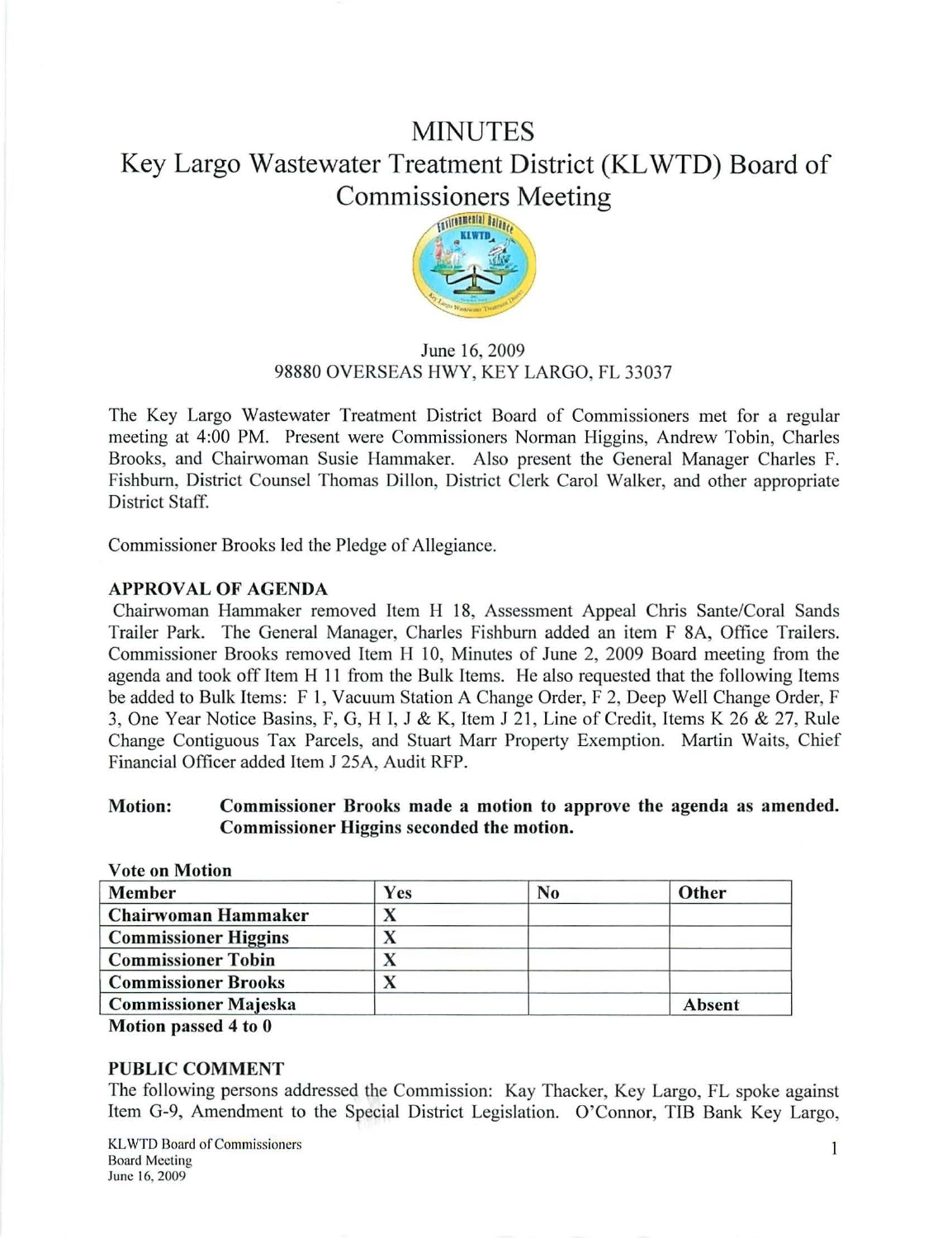# MINUTES

## Key Largo Wastewater Treatment District (KLWTD) Board of Commissioners Meeting

June 16, 2009
98880 OVERSEAS HWY, KEY LARGO, FL 33037

The Key Largo Wastewater Treatment District Board of Commissioners met for a regular meeting at 4:00 PM. Present were Commissioners Norman Higgins, Andrew Tobin, Charles Brooks, and Chairwoman Susie Hammaker. Also present the General Manager Charles F. Fishburn, District Counsel Thomas Dillon, District Clerk Carol Walker, and other appropriate District Staff.

Commissioner Brooks led the Pledge of Allegiance.

**APPROVAL OF AGENDA**

Chairwoman Hammaker removed Item H 18, Assessment Appeal Chris Sante/Coral Sands Trailer Park. The General Manager, Charles Fishburn added an item F 8A, Office Trailers. Commissioner Brooks removed Item H 10, Minutes of June 2, 2009 Board meeting from the agenda and took off Item H 11 from the Bulk Items. He also requested that the following Items be added to Bulk Items: F 1, Vacuum Station A Change Order, F 2, Deep Well Change Order, F 3, One Year Notice Basins, F, G, H I, J & K, Item J 21, Line of Credit, Items K 26 & 27, Rule Change Contiguous Tax Parcels, and Stuart Marr Property Exemption. Martin Waits, Chief Financial Officer added Item J 25A, Audit RFP.

**Motion: Commissioner Brooks made a motion to approve the agenda as amended. Commissioner Higgins seconded the motion.**

**Vote on Motion**

| Member | Yes | No | Other |
|---|---|---|---|
| Chairwoman Hammaker | X | | |
| Commissioner Higgins | X | | |
| Commissioner Tobin | X | | |
| Commissioner Brooks | X | | |
| Commissioner Majeska | | | Absent |

**Motion passed 4 to 0**

**PUBLIC COMMENT**

The following persons addressed the Commission: Kay Thacker, Key Largo, FL spoke against Item G-9, Amendment to the Special District Legislation. O'Connor, TIB Bank Key Largo,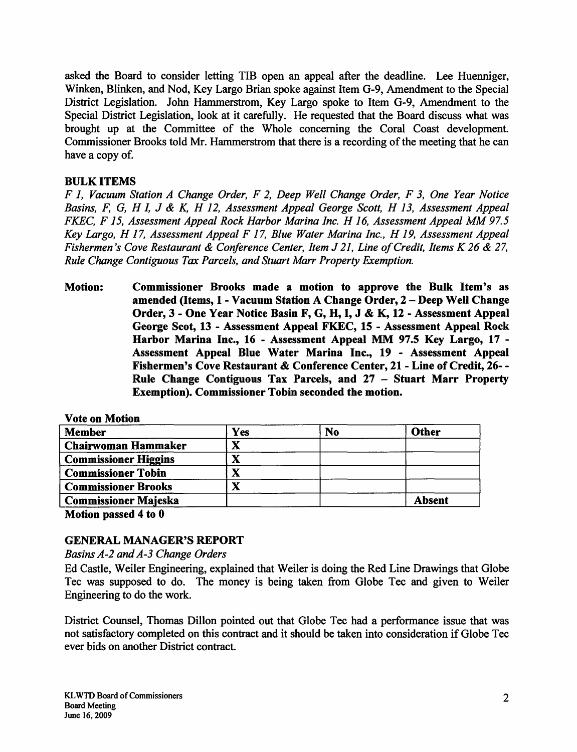asked the Board to consider letting TIB open an appeal after the deadline. Lee Huenniger, Winken, Blinken, and Nod, Key Largo Brian spoke against Item G-9, Amendment to the Special District Legislation. John Hammerstrom, Key Largo spoke to Item G-9, Amendment to the Special District Legislation, look at it carefully. He requested that the Board discuss what was brought up at the Committee of the Whole concerning the Coral Coast development. Commissioner Brooks told Mr. Hammerstrom that there is a recording of the meeting that he can have a copy of.

## BULK ITEMS

*F 1, Vacuum Station A Change Order, F 2, Deep Well Change Order, F 3, One Year Notice Basins, F, G, H I, J & K, H 12, Assessment Appeal George Scott, H 13, Assessment Appeal FKEC, F 15, Assessment Appeal Rock Harbor Marina Inc. H 16, Assessment Appeal MM 97.5 Key Largo, H 17, Assessment Appeal F 17, Blue Water Marina Inc., H 19, Assessment Appeal Fishermen's Cove Restaurant & Conference Center, Item J 21, Line of Credit, Items K 26 & 27, Rule Change Contiguous Tax Parcels, and Stuart Marr Property Exemption.*

**Motion:** **Commissioner Brooks made a motion to approve the Bulk Item's as amended (Items, 1 - Vacuum Station A Change Order, 2 – Deep Well Change Order, 3 - One Year Notice Basin F, G, H, I, J & K, 12 - Assessment Appeal George Scot, 13 - Assessment Appeal FKEC, 15 - Assessment Appeal Rock Harbor Marina Inc., 16 - Assessment Appeal MM 97.5 Key Largo, 17 - Assessment Appeal Blue Water Marina Inc., 19 - Assessment Appeal Fishermen's Cove Restaurant & Conference Center, 21 - Line of Credit, 26- - Rule Change Contiguous Tax Parcels, and 27 – Stuart Marr Property Exemption). Commissioner Tobin seconded the motion.**

**Vote on Motion**

| Member | Yes | No | Other |
|---|---|---|---|
| **Chairwoman Hammaker** | X | | |
| **Commissioner Higgins** | X | | |
| **Commissioner Tobin** | X | | |
| **Commissioner Brooks** | X | | |
| **Commissioner Majeska** | | | **Absent** |

**Motion passed 4 to 0**

## GENERAL MANAGER'S REPORT

*Basins A-2 and A-3 Change Orders*

Ed Castle, Weiler Engineering, explained that Weiler is doing the Red Line Drawings that Globe Tec was supposed to do. The money is being taken from Globe Tec and given to Weiler Engineering to do the work.

District Counsel, Thomas Dillon pointed out that Globe Tec had a performance issue that was not satisfactory completed on this contract and it should be taken into consideration if Globe Tec ever bids on another District contract.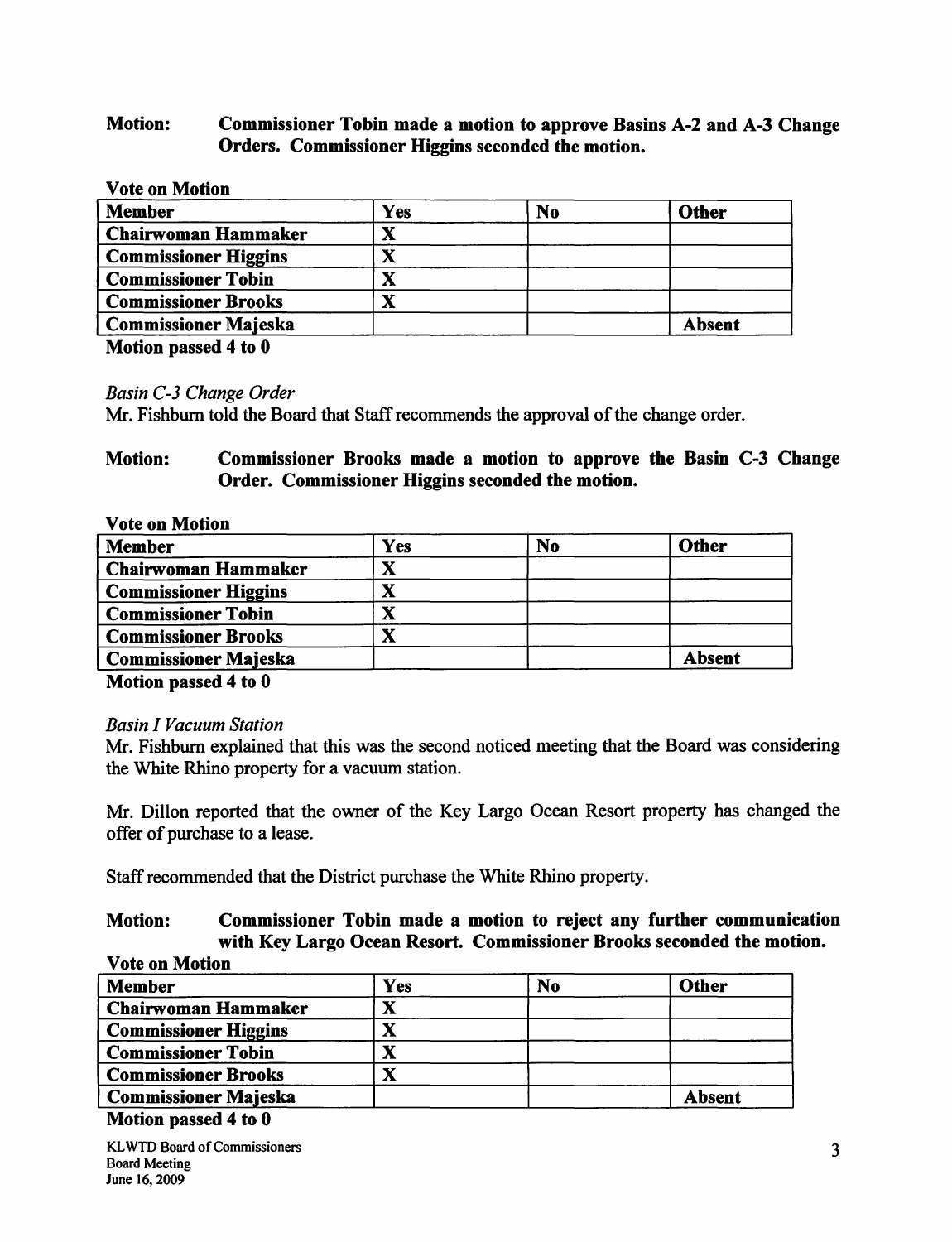**Motion: Commissioner Tobin made a motion to approve Basins A-2 and A-3 Change Orders. Commissioner Higgins seconded the motion.**

**Vote on Motion**

| Member | Yes | No | Other |
|---|---|---|---|
| **Chairwoman Hammaker** | **X** | | |
| **Commissioner Higgins** | **X** | | |
| **Commissioner Tobin** | **X** | | |
| **Commissioner Brooks** | **X** | | |
| **Commissioner Majeska** | | | **Absent** |

**Motion passed 4 to 0**

*Basin C-3 Change Order*

Mr. Fishburn told the Board that Staff recommends the approval of the change order.

**Motion: Commissioner Brooks made a motion to approve the Basin C-3 Change Order. Commissioner Higgins seconded the motion.**

**Vote on Motion**

| Member | Yes | No | Other |
|---|---|---|---|
| **Chairwoman Hammaker** | **X** | | |
| **Commissioner Higgins** | **X** | | |
| **Commissioner Tobin** | **X** | | |
| **Commissioner Brooks** | **X** | | |
| **Commissioner Majeska** | | | **Absent** |

**Motion passed 4 to 0**

*Basin I Vacuum Station*

Mr. Fishburn explained that this was the second noticed meeting that the Board was considering the White Rhino property for a vacuum station.

Mr. Dillon reported that the owner of the Key Largo Ocean Resort property has changed the offer of purchase to a lease.

Staff recommended that the District purchase the White Rhino property.

**Motion: Commissioner Tobin made a motion to reject any further communication with Key Largo Ocean Resort. Commissioner Brooks seconded the motion.**

**Vote on Motion**

| Member | Yes | No | Other |
|---|---|---|---|
| **Chairwoman Hammaker** | **X** | | |
| **Commissioner Higgins** | **X** | | |
| **Commissioner Tobin** | **X** | | |
| **Commissioner Brooks** | **X** | | |
| **Commissioner Majeska** | | | **Absent** |

**Motion passed 4 to 0**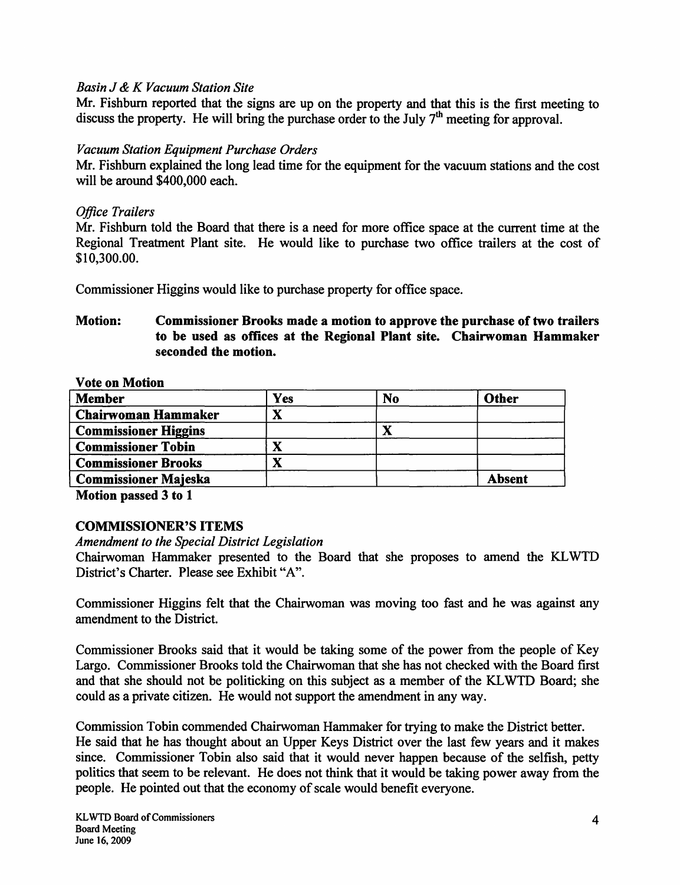*Basin J & K Vacuum Station Site*

Mr. Fishburn reported that the signs are up on the property and that this is the first meeting to discuss the property. He will bring the purchase order to the July 7th meeting for approval.

*Vacuum Station Equipment Purchase Orders*

Mr. Fishburn explained the long lead time for the equipment for the vacuum stations and the cost will be around $400,000 each.

*Office Trailers*

Mr. Fishburn told the Board that there is a need for more office space at the current time at the Regional Treatment Plant site. He would like to purchase two office trailers at the cost of $10,300.00.

Commissioner Higgins would like to purchase property for office space.

**Motion: Commissioner Brooks made a motion to approve the purchase of two trailers to be used as offices at the Regional Plant site. Chairwoman Hammaker seconded the motion.**

**Vote on Motion**

| Member | Yes | No | Other |
|---|---|---|---|
| Chairwoman Hammaker | X | | |
| Commissioner Higgins | | X | |
| Commissioner Tobin | X | | |
| Commissioner Brooks | X | | |
| Commissioner Majeska | | | Absent |

**Motion passed 3 to 1**

## COMMISSIONER'S ITEMS

*Amendment to the Special District Legislation*

Chairwoman Hammaker presented to the Board that she proposes to amend the KLWTD District's Charter. Please see Exhibit "A".

Commissioner Higgins felt that the Chairwoman was moving too fast and he was against any amendment to the District.

Commissioner Brooks said that it would be taking some of the power from the people of Key Largo. Commissioner Brooks told the Chairwoman that she has not checked with the Board first and that she should not be politicking on this subject as a member of the KLWTD Board; she could as a private citizen. He would not support the amendment in any way.

Commission Tobin commended Chairwoman Hammaker for trying to make the District better. He said that he has thought about an Upper Keys District over the last few years and it makes since. Commissioner Tobin also said that it would never happen because of the selfish, petty politics that seem to be relevant. He does not think that it would be taking power away from the people. He pointed out that the economy of scale would benefit everyone.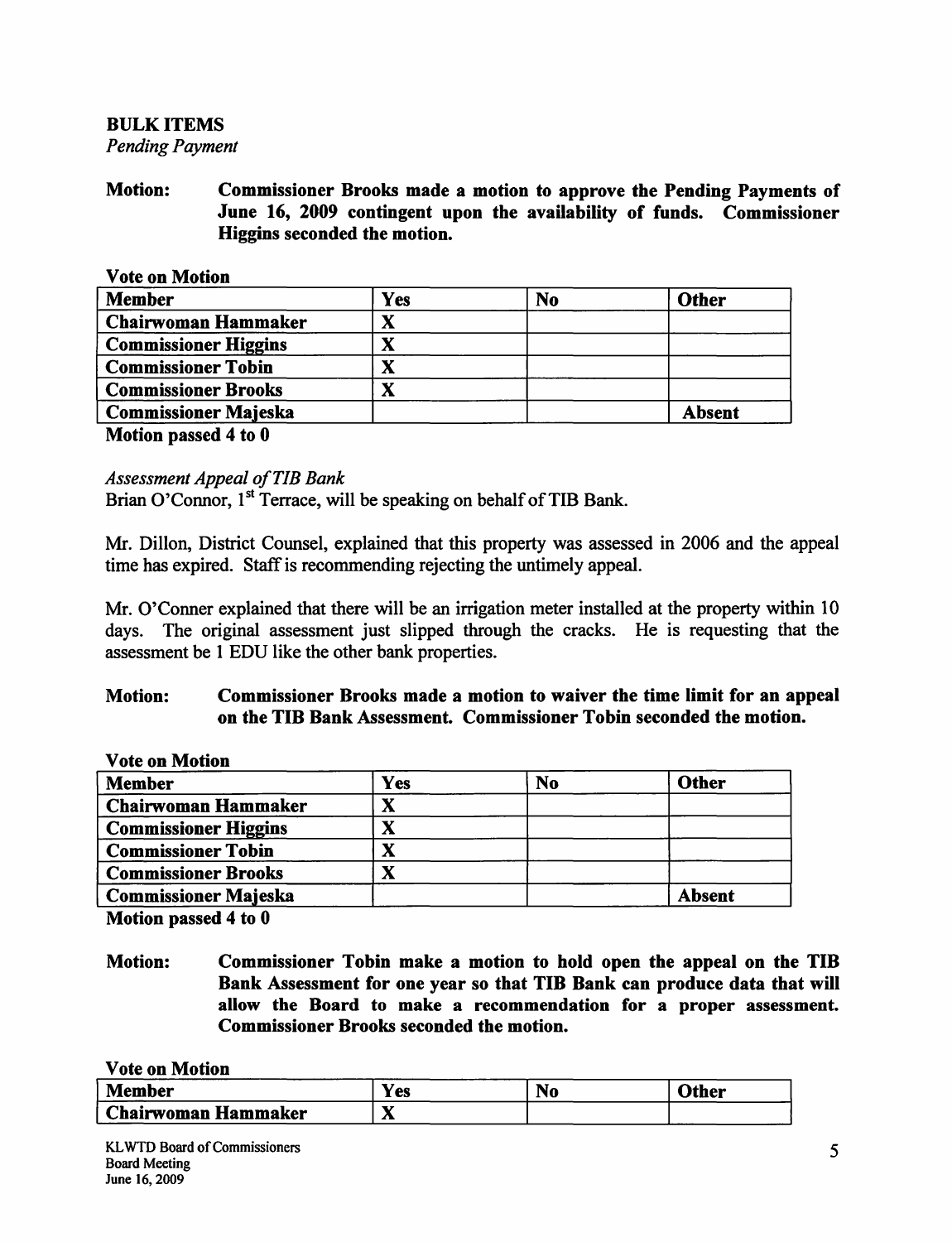**BULK ITEMS**

*Pending Payment*

**Motion: Commissioner Brooks made a motion to approve the Pending Payments of June 16, 2009 contingent upon the availability of funds. Commissioner Higgins seconded the motion.**

**Vote on Motion**

| Member | Yes | No | Other |
|---|---|---|---|
| **Chairwoman Hammaker** | X | | |
| **Commissioner Higgins** | X | | |
| **Commissioner Tobin** | X | | |
| **Commissioner Brooks** | X | | |
| **Commissioner Majeska** | | | **Absent** |

**Motion passed 4 to 0**

*Assessment Appeal of TIB Bank*

Brian O'Connor, 1st Terrace, will be speaking on behalf of TIB Bank.

Mr. Dillon, District Counsel, explained that this property was assessed in 2006 and the appeal time has expired. Staff is recommending rejecting the untimely appeal.

Mr. O'Conner explained that there will be an irrigation meter installed at the property within 10 days. The original assessment just slipped through the cracks. He is requesting that the assessment be 1 EDU like the other bank properties.

**Motion: Commissioner Brooks made a motion to waiver the time limit for an appeal on the TIB Bank Assessment. Commissioner Tobin seconded the motion.**

**Vote on Motion**

| Member | Yes | No | Other |
|---|---|---|---|
| **Chairwoman Hammaker** | X | | |
| **Commissioner Higgins** | X | | |
| **Commissioner Tobin** | X | | |
| **Commissioner Brooks** | X | | |
| **Commissioner Majeska** | | | **Absent** |

**Motion passed 4 to 0**

**Motion: Commissioner Tobin make a motion to hold open the appeal on the TIB Bank Assessment for one year so that TIB Bank can produce data that will allow the Board to make a recommendation for a proper assessment. Commissioner Brooks seconded the motion.**

**Vote on Motion**

| Member | Yes | No | Other |
|---|---|---|---|
| **Chairwoman Hammaker** | X | | |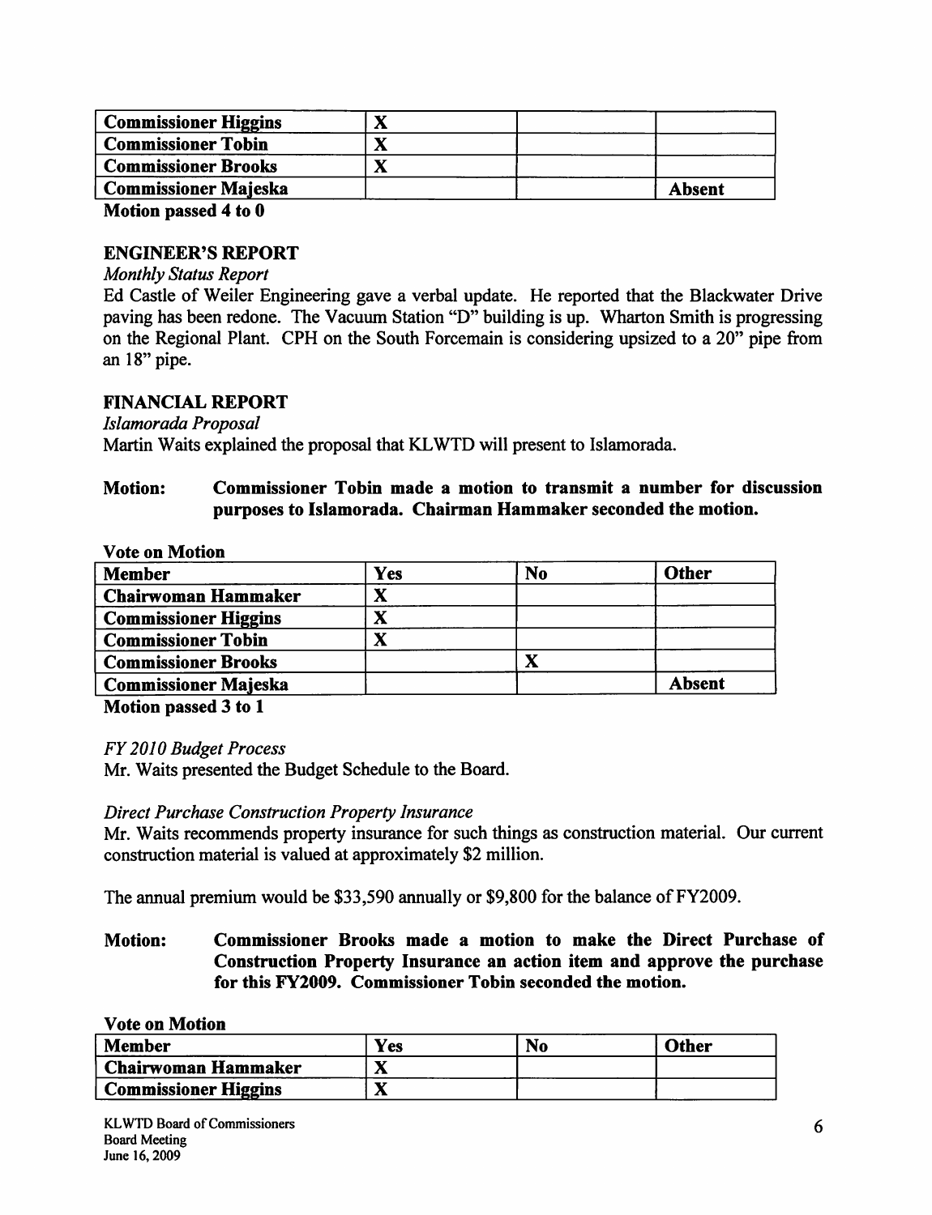| | | | |
|---|---|---|---|
| **Commissioner Higgins** | **X** | | |
| **Commissioner Tobin** | **X** | | |
| **Commissioner Brooks** | **X** | | |
| **Commissioner Majeska** | | | **Absent** |

**Motion passed 4 to 0**

## ENGINEER'S REPORT

*Monthly Status Report*

Ed Castle of Weiler Engineering gave a verbal update. He reported that the Blackwater Drive paving has been redone. The Vacuum Station "D" building is up. Wharton Smith is progressing on the Regional Plant. CPH on the South Forcemain is considering upsized to a 20" pipe from an 18" pipe.

## FINANCIAL REPORT

*Islamorada Proposal*

Martin Waits explained the proposal that KLWTD will present to Islamorada.

**Motion:** **Commissioner Tobin made a motion to transmit a number for discussion purposes to Islamorada. Chairman Hammaker seconded the motion.**

**Vote on Motion**

| Member | Yes | No | Other |
|---|---|---|---|
| **Chairwoman Hammaker** | **X** | | |
| **Commissioner Higgins** | **X** | | |
| **Commissioner Tobin** | **X** | | |
| **Commissioner Brooks** | | **X** | |
| **Commissioner Majeska** | | | **Absent** |

**Motion passed 3 to 1**

*FY 2010 Budget Process*

Mr. Waits presented the Budget Schedule to the Board.

*Direct Purchase Construction Property Insurance*

Mr. Waits recommends property insurance for such things as construction material. Our current construction material is valued at approximately $2 million.

The annual premium would be $33,590 annually or $9,800 for the balance of FY2009.

**Motion:** **Commissioner Brooks made a motion to make the Direct Purchase of Construction Property Insurance an action item and approve the purchase for this FY2009. Commissioner Tobin seconded the motion.**

**Vote on Motion**

| Member | Yes | No | Other |
|---|---|---|---|
| **Chairwoman Hammaker** | **X** | | |
| **Commissioner Higgins** | **X** | | |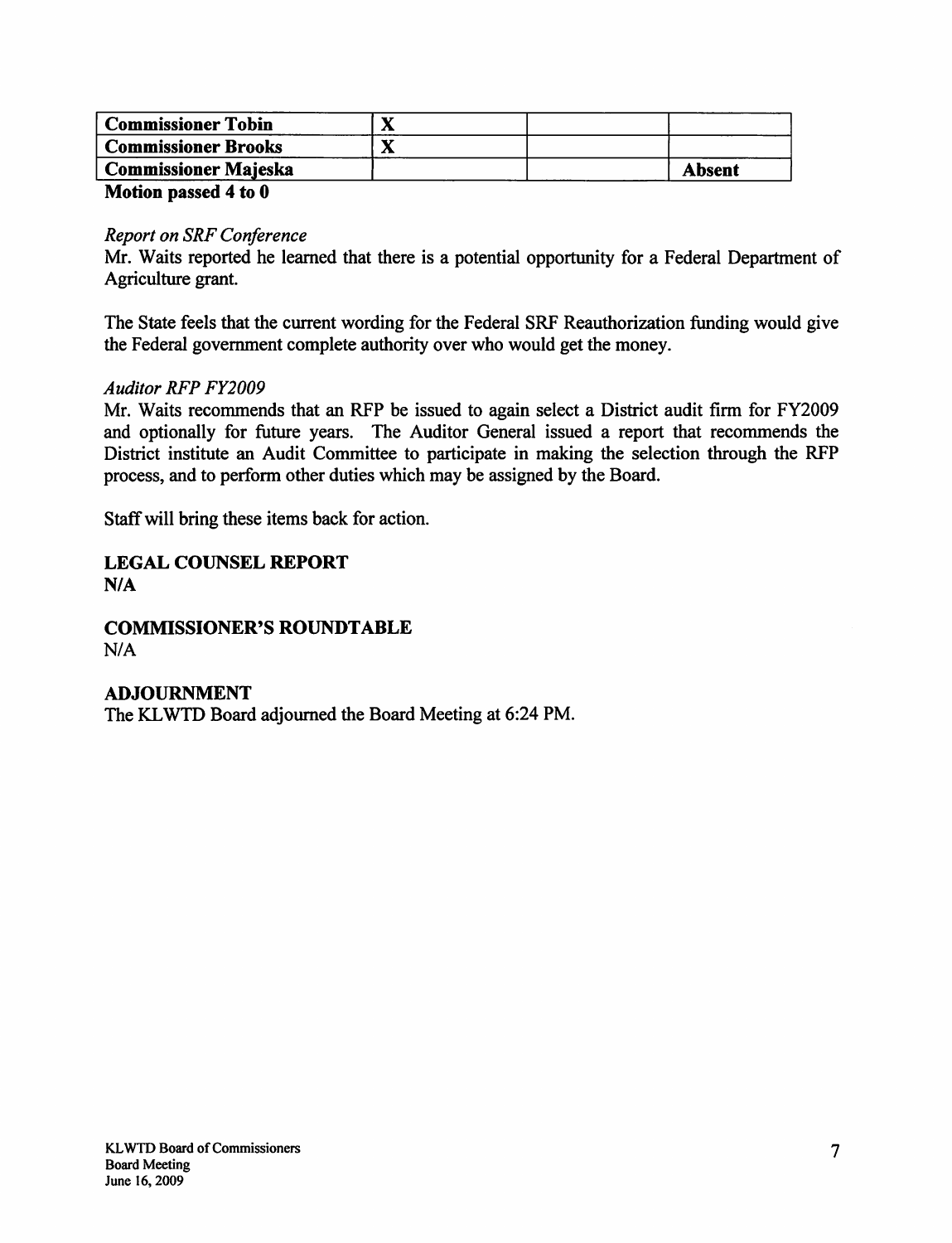| Commissioner Tobin | X | | |
|---|---|---|---|
| Commissioner Brooks | X | | |
| Commissioner Majeska | | | Absent |

**Motion passed 4 to 0**

*Report on SRF Conference*

Mr. Waits reported he learned that there is a potential opportunity for a Federal Department of Agriculture grant.

The State feels that the current wording for the Federal SRF Reauthorization funding would give the Federal government complete authority over who would get the money.

*Auditor RFP FY2009*

Mr. Waits recommends that an RFP be issued to again select a District audit firm for FY2009 and optionally for future years. The Auditor General issued a report that recommends the District institute an Audit Committee to participate in making the selection through the RFP process, and to perform other duties which may be assigned by the Board.

Staff will bring these items back for action.

**LEGAL COUNSEL REPORT**

**N/A**

**COMMISSIONER'S ROUNDTABLE**

N/A

**ADJOURNMENT**

The KLWTD Board adjourned the Board Meeting at 6:24 PM.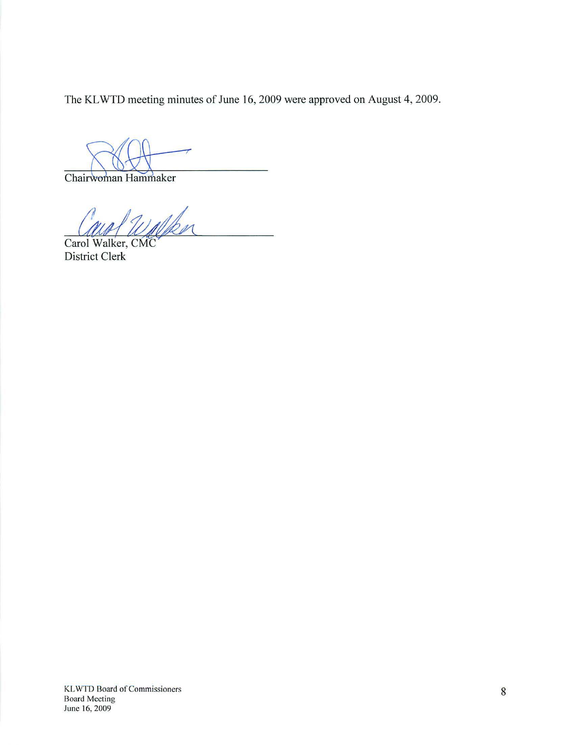The KLWTD meeting minutes of June 16, 2009 were approved on August 4, 2009.

Chairwoman Hammaker

Carol Walker, CMC
District Clerk